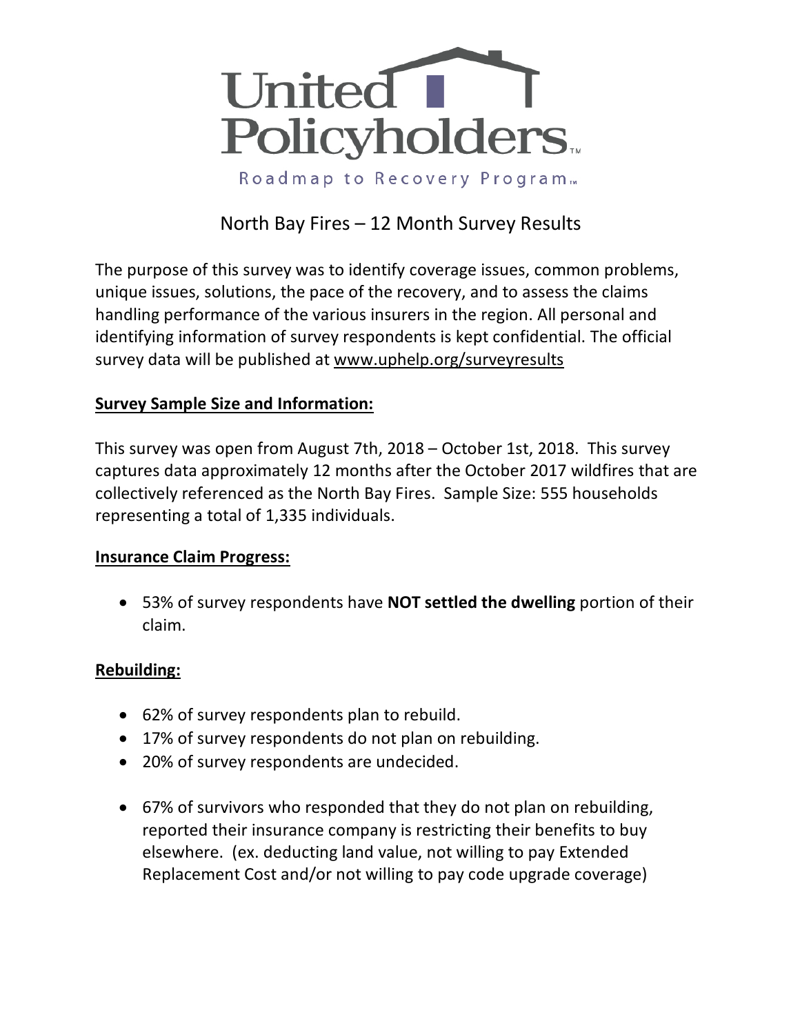United Policyholders™

Roadmap to Recovery Program™

# North Bay Fires – 12 Month Survey Results

The purpose of this survey was to identify coverage issues, common problems, unique issues, solutions, the pace of the recovery, and to assess the claims handling performance of the various insurers in the region. All personal and identifying information of survey respondents is kept confidential. The official survey data will be published at www.uphelp.org/surveyresults

## Survey Sample Size and Information:

This survey was open from August 7th, 2018 – October 1st, 2018. This survey captures data approximately 12 months after the October 2017 wildfires that are collectively referenced as the North Bay Fires. Sample Size: 555 households representing a total of 1,335 individuals.

## Insurance Claim Progress:

- 53% of survey respondents have **NOT settled the dwelling** portion of their claim.

## Rebuilding:

- 62% of survey respondents plan to rebuild.
- 17% of survey respondents do not plan on rebuilding.
- 20% of survey respondents are undecided.

- 67% of survivors who responded that they do not plan on rebuilding, reported their insurance company is restricting their benefits to buy elsewhere. (ex. deducting land value, not willing to pay Extended Replacement Cost and/or not willing to pay code upgrade coverage)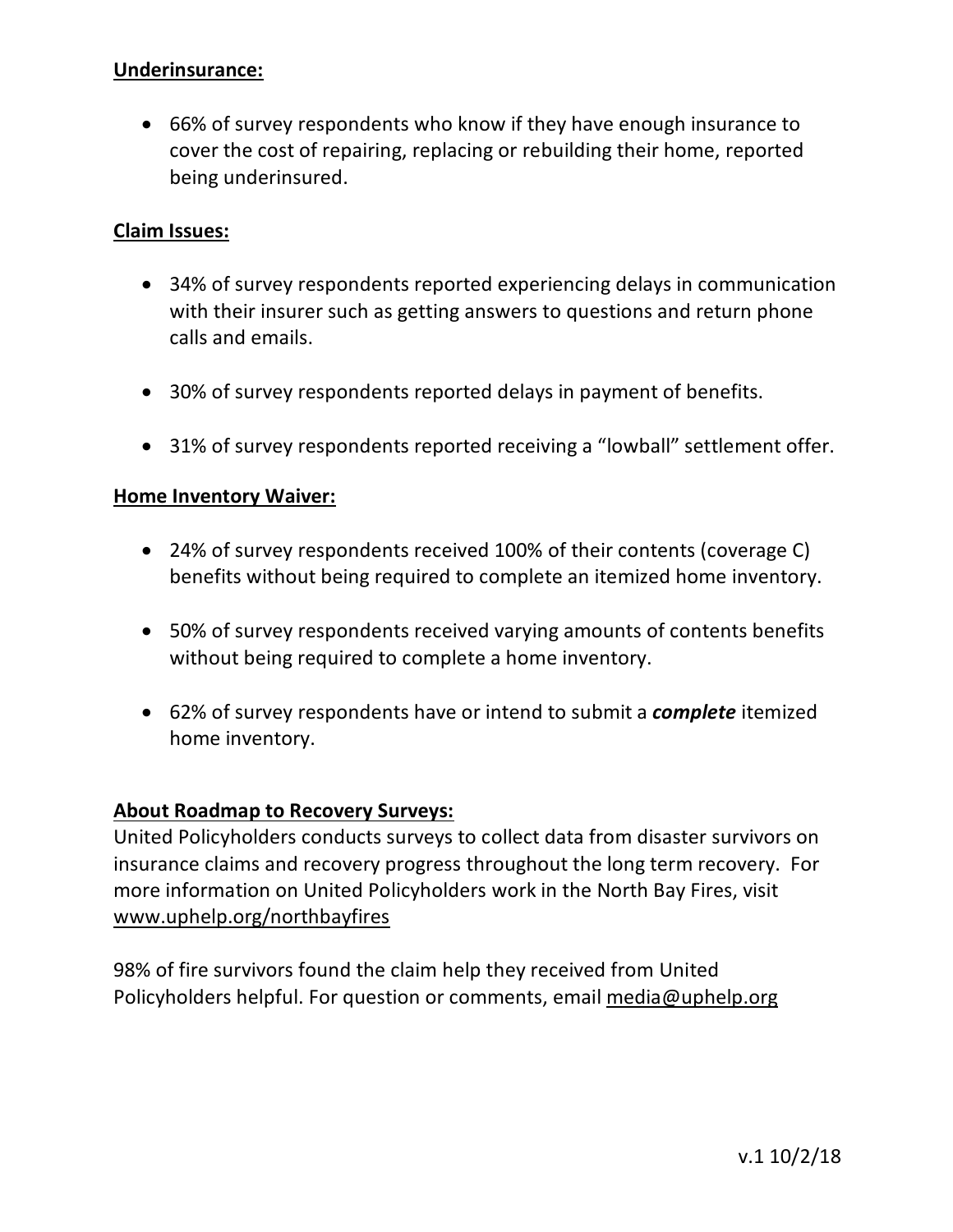**Underinsurance:**

- 66% of survey respondents who know if they have enough insurance to cover the cost of repairing, replacing or rebuilding their home, reported being underinsured.

**Claim Issues:**

- 34% of survey respondents reported experiencing delays in communication with their insurer such as getting answers to questions and return phone calls and emails.
- 30% of survey respondents reported delays in payment of benefits.
- 31% of survey respondents reported receiving a "lowball" settlement offer.

**Home Inventory Waiver:**

- 24% of survey respondents received 100% of their contents (coverage C) benefits without being required to complete an itemized home inventory.
- 50% of survey respondents received varying amounts of contents benefits without being required to complete a home inventory.
- 62% of survey respondents have or intend to submit a ***complete*** itemized home inventory.

**About Roadmap to Recovery Surveys:**

United Policyholders conducts surveys to collect data from disaster survivors on insurance claims and recovery progress throughout the long term recovery. For more information on United Policyholders work in the North Bay Fires, visit www.uphelp.org/northbayfires

98% of fire survivors found the claim help they received from United Policyholders helpful. For question or comments, email media@uphelp.org

v.1 10/2/18